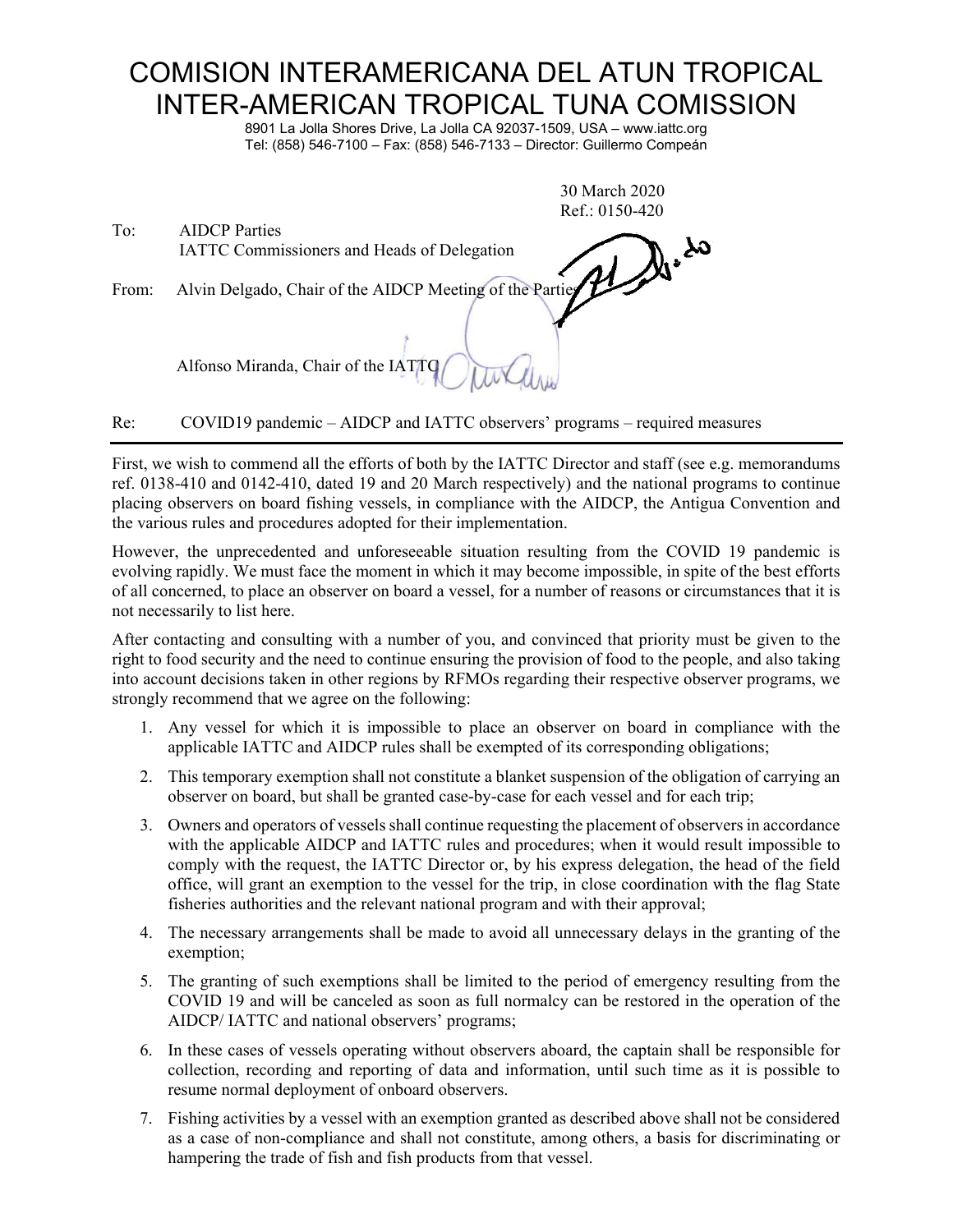# COMISION INTERAMERICANA DEL ATUN TROPICAL
# INTER-AMERICAN TROPICAL TUNA COMISSION

8901 La Jolla Shores Drive, La Jolla CA 92037-1509, USA – www.iattc.org
Tel: (858) 546-7100 – Fax: (858) 546-7133 – Director: Guillermo Compeán

30 March 2020
Ref.: 0150-420

To: AIDCP Parties
IATTC Commissioners and Heads of Delegation

From: Alvin Delgado, Chair of the AIDCP Meeting of the Parties

Alfonso Miranda, Chair of the IATTC

Re: COVID19 pandemic – AIDCP and IATTC observers' programs – required measures

---

First, we wish to commend all the efforts of both by the IATTC Director and staff (see e.g. memorandums ref. 0138-410 and 0142-410, dated 19 and 20 March respectively) and the national programs to continue placing observers on board fishing vessels, in compliance with the AIDCP, the Antigua Convention and the various rules and procedures adopted for their implementation.

However, the unprecedented and unforeseeable situation resulting from the COVID 19 pandemic is evolving rapidly. We must face the moment in which it may become impossible, in spite of the best efforts of all concerned, to place an observer on board a vessel, for a number of reasons or circumstances that it is not necessarily to list here.

After contacting and consulting with a number of you, and convinced that priority must be given to the right to food security and the need to continue ensuring the provision of food to the people, and also taking into account decisions taken in other regions by RFMOs regarding their respective observer programs, we strongly recommend that we agree on the following:

1. Any vessel for which it is impossible to place an observer on board in compliance with the applicable IATTC and AIDCP rules shall be exempted of its corresponding obligations;
2. This temporary exemption shall not constitute a blanket suspension of the obligation of carrying an observer on board, but shall be granted case-by-case for each vessel and for each trip;
3. Owners and operators of vessels shall continue requesting the placement of observers in accordance with the applicable AIDCP and IATTC rules and procedures; when it would result impossible to comply with the request, the IATTC Director or, by his express delegation, the head of the field office, will grant an exemption to the vessel for the trip, in close coordination with the flag State fisheries authorities and the relevant national program and with their approval;
4. The necessary arrangements shall be made to avoid all unnecessary delays in the granting of the exemption;
5. The granting of such exemptions shall be limited to the period of emergency resulting from the COVID 19 and will be canceled as soon as full normalcy can be restored in the operation of the AIDCP/ IATTC and national observers' programs;
6. In these cases of vessels operating without observers aboard, the captain shall be responsible for collection, recording and reporting of data and information, until such time as it is possible to resume normal deployment of onboard observers.
7. Fishing activities by a vessel with an exemption granted as described above shall not be considered as a case of non-compliance and shall not constitute, among others, a basis for discriminating or hampering the trade of fish and fish products from that vessel.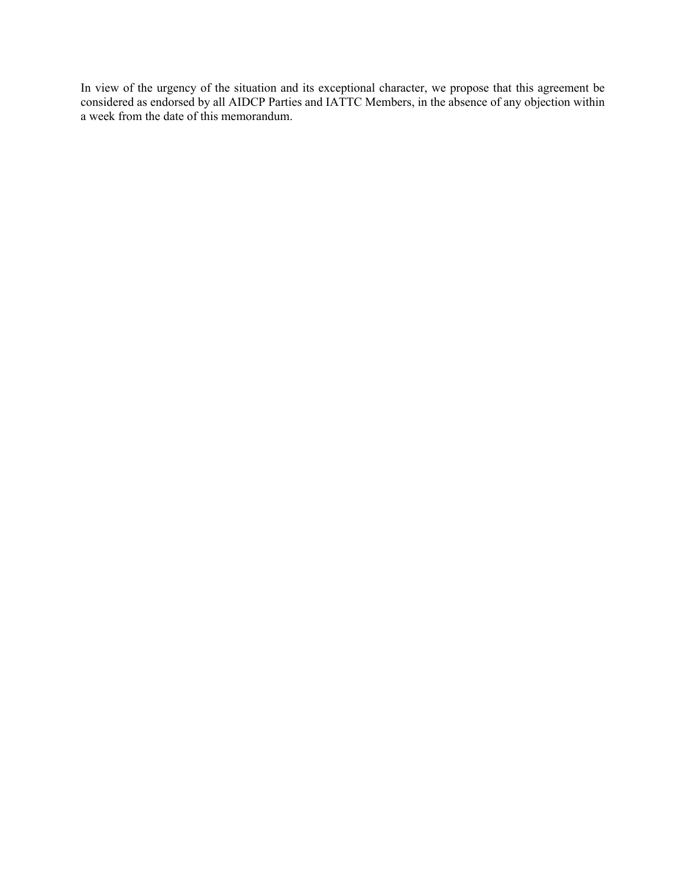In view of the urgency of the situation and its exceptional character, we propose that this agreement be considered as endorsed by all AIDCP Parties and IATTC Members, in the absence of any objection within a week from the date of this memorandum.